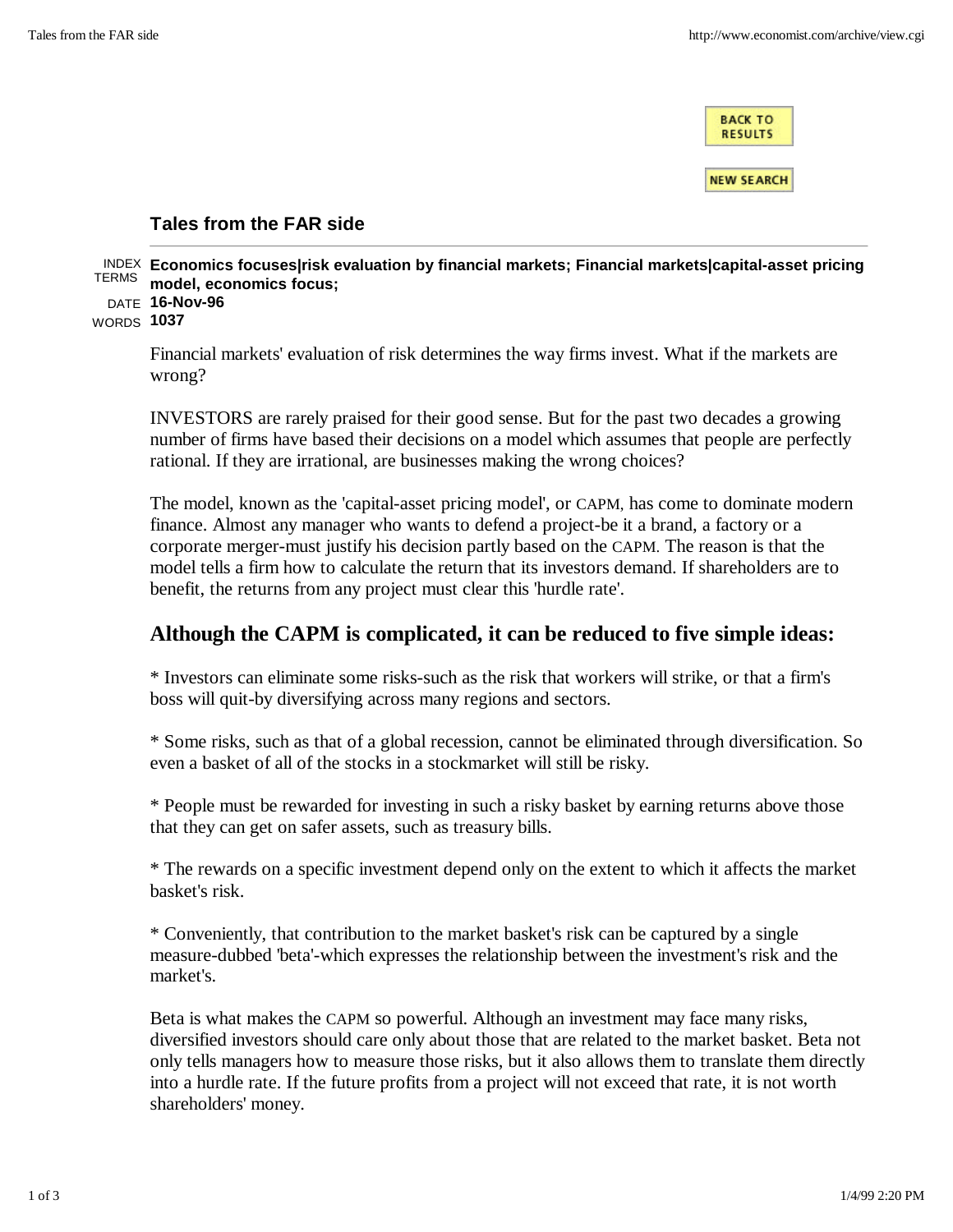# Tales from the FAR side

INDEX TERMS **Economics focuses|risk evaluation by financial markets; Financial markets|capital-asset pricing model, economics focus;**

DATE **16-Nov-96**

WORDS **1037**

Financial markets' evaluation of risk determines the way firms invest. What if the markets are wrong?

INVESTORS are rarely praised for their good sense. But for the past two decades a growing number of firms have based their decisions on a model which assumes that people are perfectly rational. If they are irrational, are businesses making the wrong choices?

The model, known as the 'capital-asset pricing model', or CAPM, has come to dominate modern finance. Almost any manager who wants to defend a project-be it a brand, a factory or a corporate merger-must justify his decision partly based on the CAPM. The reason is that the model tells a firm how to calculate the return that its investors demand. If shareholders are to benefit, the returns from any project must clear this 'hurdle rate'.

## Although the CAPM is complicated, it can be reduced to five simple ideas:

* Investors can eliminate some risks-such as the risk that workers will strike, or that a firm's boss will quit-by diversifying across many regions and sectors.

* Some risks, such as that of a global recession, cannot be eliminated through diversification. So even a basket of all of the stocks in a stockmarket will still be risky.

* People must be rewarded for investing in such a risky basket by earning returns above those that they can get on safer assets, such as treasury bills.

* The rewards on a specific investment depend only on the extent to which it affects the market basket's risk.

* Conveniently, that contribution to the market basket's risk can be captured by a single measure-dubbed 'beta'-which expresses the relationship between the investment's risk and the market's.

Beta is what makes the CAPM so powerful. Although an investment may face many risks, diversified investors should care only about those that are related to the market basket. Beta not only tells managers how to measure those risks, but it also allows them to translate them directly into a hurdle rate. If the future profits from a project will not exceed that rate, it is not worth shareholders' money.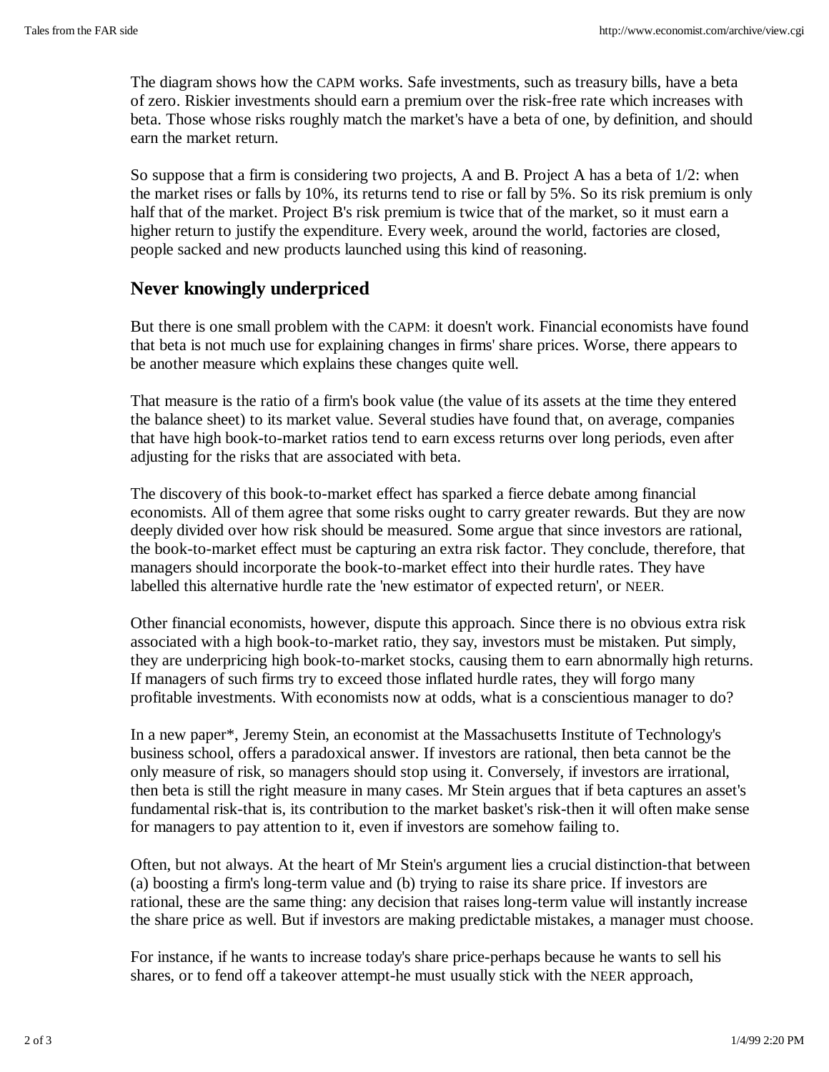The diagram shows how the CAPM works. Safe investments, such as treasury bills, have a beta of zero. Riskier investments should earn a premium over the risk-free rate which increases with beta. Those whose risks roughly match the market's have a beta of one, by definition, and should earn the market return.

So suppose that a firm is considering two projects, A and B. Project A has a beta of 1/2: when the market rises or falls by 10%, its returns tend to rise or fall by 5%. So its risk premium is only half that of the market. Project B's risk premium is twice that of the market, so it must earn a higher return to justify the expenditure. Every week, around the world, factories are closed, people sacked and new products launched using this kind of reasoning.

## Never knowingly underpriced

But there is one small problem with the CAPM: it doesn't work. Financial economists have found that beta is not much use for explaining changes in firms' share prices. Worse, there appears to be another measure which explains these changes quite well.

That measure is the ratio of a firm's book value (the value of its assets at the time they entered the balance sheet) to its market value. Several studies have found that, on average, companies that have high book-to-market ratios tend to earn excess returns over long periods, even after adjusting for the risks that are associated with beta.

The discovery of this book-to-market effect has sparked a fierce debate among financial economists. All of them agree that some risks ought to carry greater rewards. But they are now deeply divided over how risk should be measured. Some argue that since investors are rational, the book-to-market effect must be capturing an extra risk factor. They conclude, therefore, that managers should incorporate the book-to-market effect into their hurdle rates. They have labelled this alternative hurdle rate the 'new estimator of expected return', or NEER.

Other financial economists, however, dispute this approach. Since there is no obvious extra risk associated with a high book-to-market ratio, they say, investors must be mistaken. Put simply, they are underpricing high book-to-market stocks, causing them to earn abnormally high returns. If managers of such firms try to exceed those inflated hurdle rates, they will forgo many profitable investments. With economists now at odds, what is a conscientious manager to do?

In a new paper*, Jeremy Stein, an economist at the Massachusetts Institute of Technology's business school, offers a paradoxical answer. If investors are rational, then beta cannot be the only measure of risk, so managers should stop using it. Conversely, if investors are irrational, then beta is still the right measure in many cases. Mr Stein argues that if beta captures an asset's fundamental risk-that is, its contribution to the market basket's risk-then it will often make sense for managers to pay attention to it, even if investors are somehow failing to.

Often, but not always. At the heart of Mr Stein's argument lies a crucial distinction-that between (a) boosting a firm's long-term value and (b) trying to raise its share price. If investors are rational, these are the same thing: any decision that raises long-term value will instantly increase the share price as well. But if investors are making predictable mistakes, a manager must choose.

For instance, if he wants to increase today's share price-perhaps because he wants to sell his shares, or to fend off a takeover attempt-he must usually stick with the NEER approach,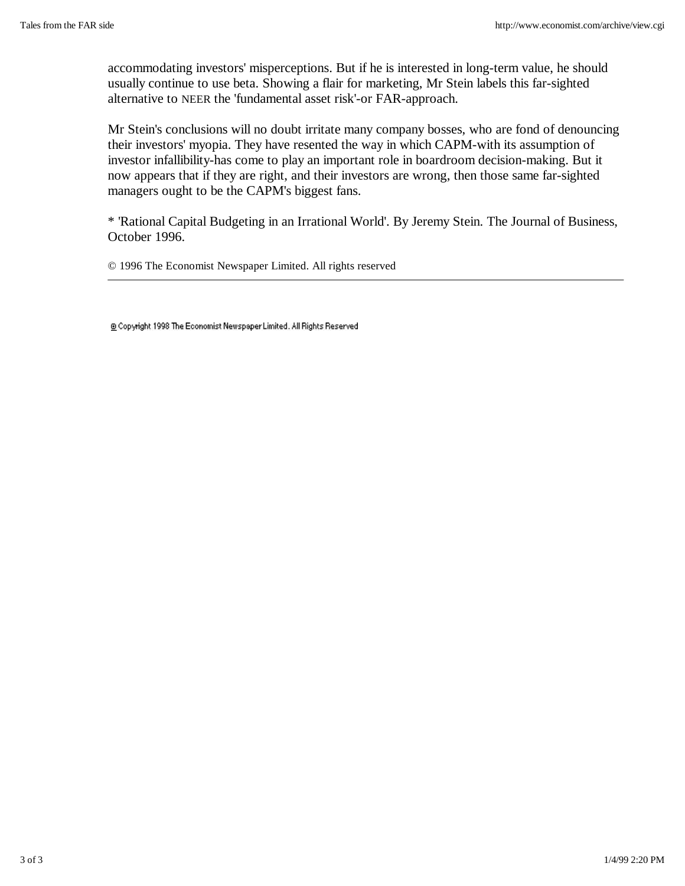accommodating investors' misperceptions. But if he is interested in long-term value, he should usually continue to use beta. Showing a flair for marketing, Mr Stein labels this far-sighted alternative to NEER the 'fundamental asset risk'-or FAR-approach.

Mr Stein's conclusions will no doubt irritate many company bosses, who are fond of denouncing their investors' myopia. They have resented the way in which CAPM-with its assumption of investor infallibility-has come to play an important role in boardroom decision-making. But it now appears that if they are right, and their investors are wrong, then those same far-sighted managers ought to be the CAPM's biggest fans.

* 'Rational Capital Budgeting in an Irrational World'. By Jeremy Stein. The Journal of Business, October 1996.

© 1996 The Economist Newspaper Limited. All rights reserved

---

© Copyright 1998 The Economist Newspaper Limited. All Rights Reserved